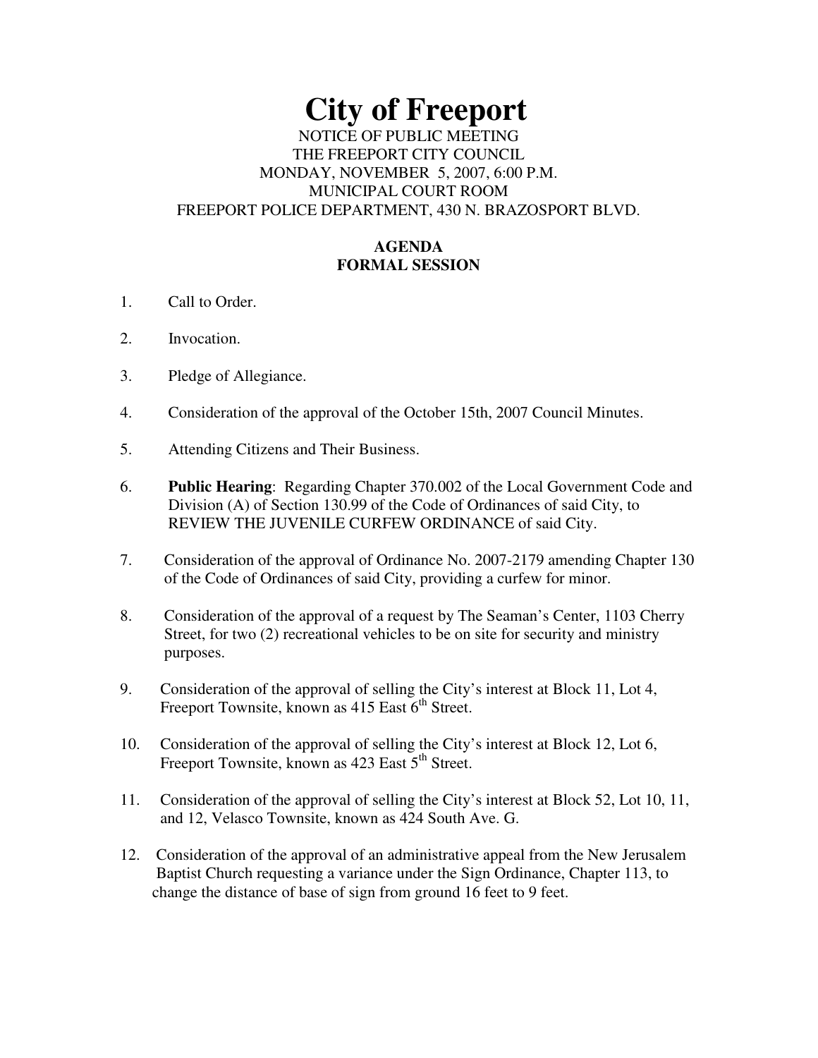# City of Freeport

NOTICE OF PUBLIC MEETING
THE FREEPORT CITY COUNCIL
MONDAY, NOVEMBER 5, 2007, 6:00 P.M.
MUNICIPAL COURT ROOM
FREEPORT POLICE DEPARTMENT, 430 N. BRAZOSPORT BLVD.

**AGENDA**
**FORMAL SESSION**

1. Call to Order.

2. Invocation.

3. Pledge of Allegiance.

4. Consideration of the approval of the October 15th, 2007 Council Minutes.

5. Attending Citizens and Their Business.

6. **Public Hearing**: Regarding Chapter 370.002 of the Local Government Code and Division (A) of Section 130.99 of the Code of Ordinances of said City, to REVIEW THE JUVENILE CURFEW ORDINANCE of said City.

7. Consideration of the approval of Ordinance No. 2007-2179 amending Chapter 130 of the Code of Ordinances of said City, providing a curfew for minor.

8. Consideration of the approval of a request by The Seaman's Center, 1103 Cherry Street, for two (2) recreational vehicles to be on site for security and ministry purposes.

9. Consideration of the approval of selling the City's interest at Block 11, Lot 4, Freeport Townsite, known as 415 East 6th Street.

10. Consideration of the approval of selling the City's interest at Block 12, Lot 6, Freeport Townsite, known as 423 East 5th Street.

11. Consideration of the approval of selling the City's interest at Block 52, Lot 10, 11, and 12, Velasco Townsite, known as 424 South Ave. G.

12. Consideration of the approval of an administrative appeal from the New Jerusalem Baptist Church requesting a variance under the Sign Ordinance, Chapter 113, to change the distance of base of sign from ground 16 feet to 9 feet.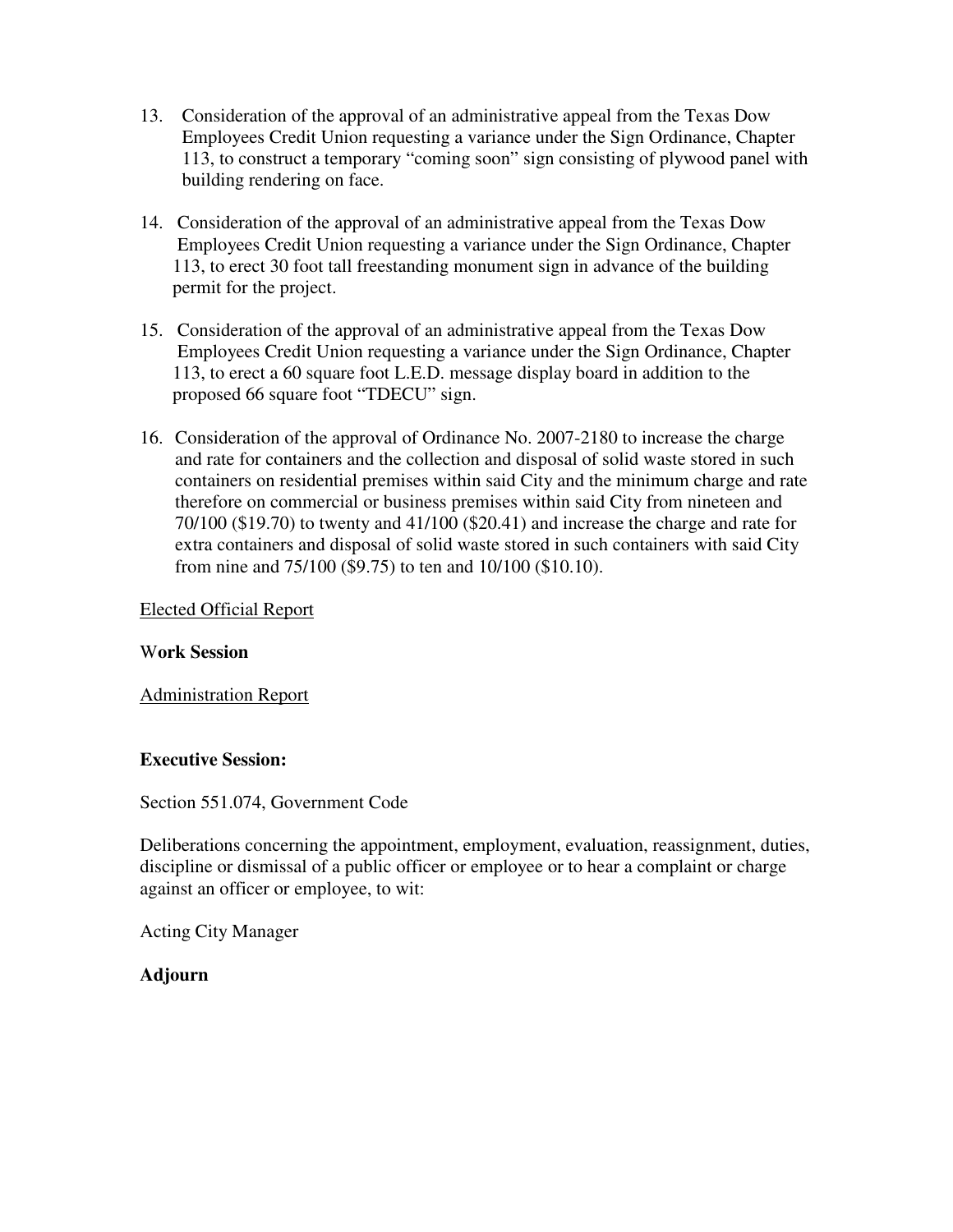13. Consideration of the approval of an administrative appeal from the Texas Dow Employees Credit Union requesting a variance under the Sign Ordinance, Chapter 113, to construct a temporary "coming soon" sign consisting of plywood panel with building rendering on face.

14. Consideration of the approval of an administrative appeal from the Texas Dow Employees Credit Union requesting a variance under the Sign Ordinance, Chapter 113, to erect 30 foot tall freestanding monument sign in advance of the building permit for the project.

15. Consideration of the approval of an administrative appeal from the Texas Dow Employees Credit Union requesting a variance under the Sign Ordinance, Chapter 113, to erect a 60 square foot L.E.D. message display board in addition to the proposed 66 square foot "TDECU" sign.

16. Consideration of the approval of Ordinance No. 2007-2180 to increase the charge and rate for containers and the collection and disposal of solid waste stored in such containers on residential premises within said City and the minimum charge and rate therefore on commercial or business premises within said City from nineteen and 70/100 ($19.70) to twenty and 41/100 ($20.41) and increase the charge and rate for extra containers and disposal of solid waste stored in such containers with said City from nine and 75/100 ($9.75) to ten and 10/100 ($10.10).

<u>Elected Official Report</u>

**Work Session**

<u>Administration Report</u>

**Executive Session:**

Section 551.074, Government Code

Deliberations concerning the appointment, employment, evaluation, reassignment, duties, discipline or dismissal of a public officer or employee or to hear a complaint or charge against an officer or employee, to wit:

Acting City Manager

**Adjourn**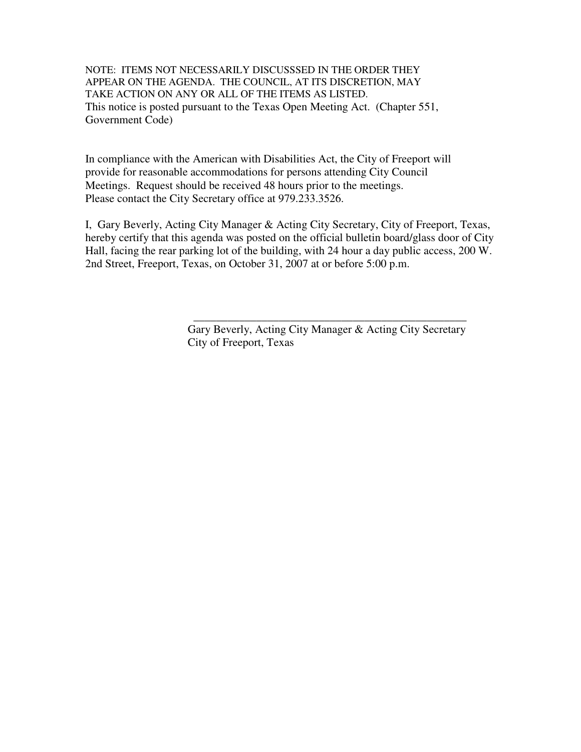NOTE: ITEMS NOT NECESSARILY DISCUSSSED IN THE ORDER THEY APPEAR ON THE AGENDA. THE COUNCIL, AT ITS DISCRETION, MAY TAKE ACTION ON ANY OR ALL OF THE ITEMS AS LISTED.
This notice is posted pursuant to the Texas Open Meeting Act. (Chapter 551, Government Code)

In compliance with the American with Disabilities Act, the City of Freeport will provide for reasonable accommodations for persons attending City Council Meetings. Request should be received 48 hours prior to the meetings. Please contact the City Secretary office at 979.233.3526.

I, Gary Beverly, Acting City Manager & Acting City Secretary, City of Freeport, Texas, hereby certify that this agenda was posted on the official bulletin board/glass door of City Hall, facing the rear parking lot of the building, with 24 hour a day public access, 200 W. 2nd Street, Freeport, Texas, on October 31, 2007 at or before 5:00 p.m.

\_\_\_\_\_\_\_\_\_\_\_\_\_\_\_\_\_\_\_\_\_\_\_\_\_\_\_\_\_\_\_\_\_\_\_\_\_\_\_\_\_\_\_\_\_\_\_\_
Gary Beverly, Acting City Manager & Acting City Secretary
City of Freeport, Texas